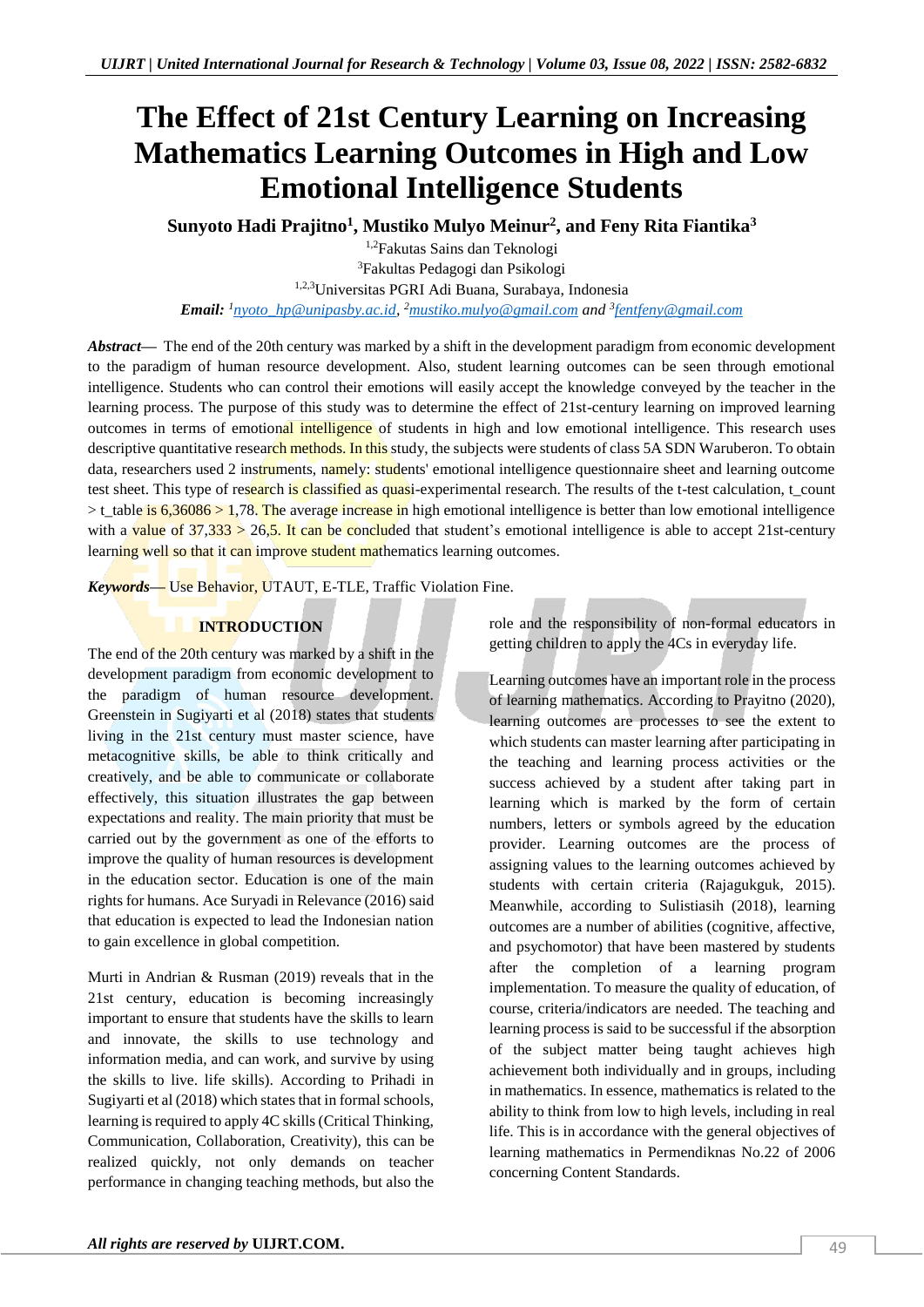# The Effect of 21st Century Learning on Increasing Mathematics Learning Outcomes in High and Low Emotional Intelligence Students

**Sunyoto Hadi Prajitno[1], Mustiko Mulyo Meinur[2], and Feny Rita Fiantika[3]**

[1,2]Fakutas Sains dan Teknologi

[3]Fakultas Pedagogi dan Psikologi

[1,2,3]Universitas PGRI Adi Buana, Surabaya, Indonesia

***Email:*** *[1]nyoto_hp@unipasby.ac.id, [2]mustiko.mulyo@gmail.com and [3]fentfeny@gmail.com*

***Abstract***— The end of the 20th century was marked by a shift in the development paradigm from economic development to the paradigm of human resource development. Also, student learning outcomes can be seen through emotional intelligence. Students who can control their emotions will easily accept the knowledge conveyed by the teacher in the learning process. The purpose of this study was to determine the effect of 21st-century learning on improved learning outcomes in terms of emotional intelligence of students in high and low emotional intelligence. This research uses descriptive quantitative research methods. In this study, the subjects were students of class 5A SDN Waruberon. To obtain data, researchers used 2 instruments, namely: students' emotional intelligence questionnaire sheet and learning outcome test sheet. This type of research is classified as quasi-experimental research. The results of the t-test calculation, t_count > t_table is 6,36086 > 1,78. The average increase in high emotional intelligence is better than low emotional intelligence with a value of 37,333 > 26,5. It can be concluded that student's emotional intelligence is able to accept 21st-century learning well so that it can improve student mathematics learning outcomes.

***Keywords***— Use Behavior, UTAUT, E-TLE, Traffic Violation Fine.

## INTRODUCTION

The end of the 20th century was marked by a shift in the development paradigm from economic development to the paradigm of human resource development. Greenstein in Sugiyarti et al (2018) states that students living in the 21st century must master science, have metacognitive skills, be able to think critically and creatively, and be able to communicate or collaborate effectively, this situation illustrates the gap between expectations and reality. The main priority that must be carried out by the government as one of the efforts to improve the quality of human resources is development in the education sector. Education is one of the main rights for humans. Ace Suryadi in Relevance (2016) said that education is expected to lead the Indonesian nation to gain excellence in global competition.

Murti in Andrian & Rusman (2019) reveals that in the 21st century, education is becoming increasingly important to ensure that students have the skills to learn and innovate, the skills to use technology and information media, and can work, and survive by using the skills to live. life skills). According to Prihadi in Sugiyarti et al (2018) which states that in formal schools, learning is required to apply 4C skills (Critical Thinking, Communication, Collaboration, Creativity), this can be realized quickly, not only demands on teacher performance in changing teaching methods, but also the role and the responsibility of non-formal educators in getting children to apply the 4Cs in everyday life.

Learning outcomes have an important role in the process of learning mathematics. According to Prayitno (2020), learning outcomes are processes to see the extent to which students can master learning after participating in the teaching and learning process activities or the success achieved by a student after taking part in learning which is marked by the form of certain numbers, letters or symbols agreed by the education provider. Learning outcomes are the process of assigning values to the learning outcomes achieved by students with certain criteria (Rajagukguk, 2015). Meanwhile, according to Sulistiasih (2018), learning outcomes are a number of abilities (cognitive, affective, and psychomotor) that have been mastered by students after the completion of a learning program implementation. To measure the quality of education, of course, criteria/indicators are needed. The teaching and learning process is said to be successful if the absorption of the subject matter being taught achieves high achievement both individually and in groups, including in mathematics. In essence, mathematics is related to the ability to think from low to high levels, including in real life. This is in accordance with the general objectives of learning mathematics in Permendiknas No.22 of 2006 concerning Content Standards.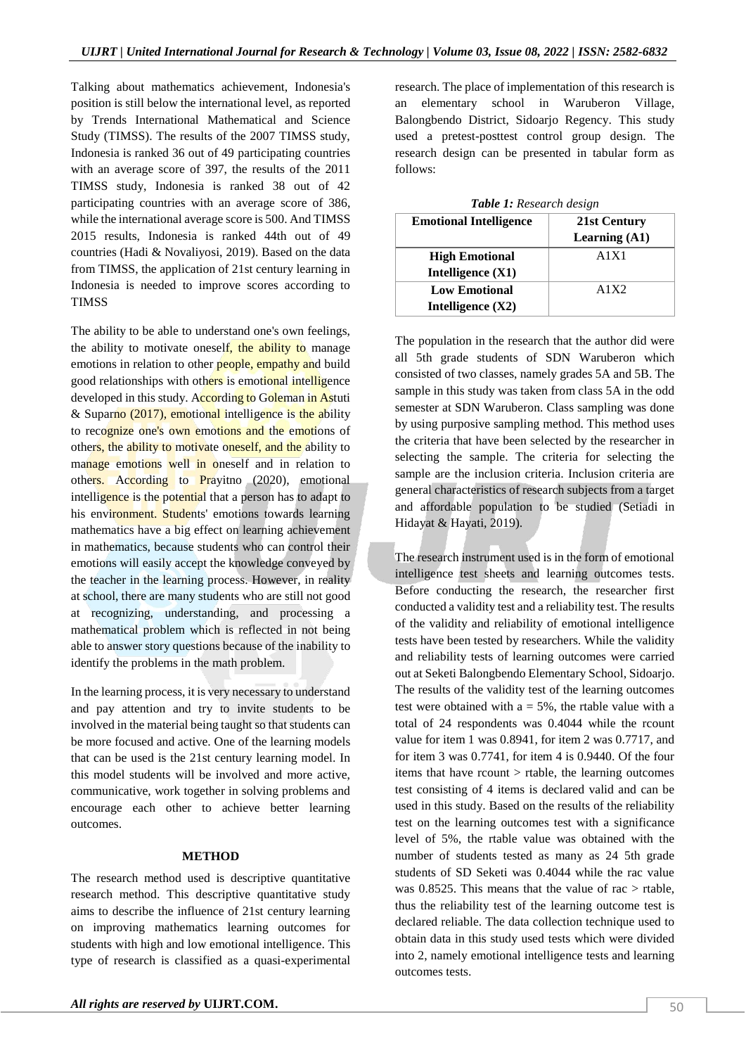Talking about mathematics achievement, Indonesia's position is still below the international level, as reported by Trends International Mathematical and Science Study (TIMSS). The results of the 2007 TIMSS study, Indonesia is ranked 36 out of 49 participating countries with an average score of 397, the results of the 2011 TIMSS study, Indonesia is ranked 38 out of 42 participating countries with an average score of 386, while the international average score is 500. And TIMSS 2015 results, Indonesia is ranked 44th out of 49 countries (Hadi & Novaliyosi, 2019). Based on the data from TIMSS, the application of 21st century learning in Indonesia is needed to improve scores according to TIMSS

The ability to be able to understand one's own feelings, the ability to motivate oneself, the ability to manage emotions in relation to other people, empathy and build good relationships with others is emotional intelligence developed in this study. According to Goleman in Astuti & Suparno (2017), emotional intelligence is the ability to recognize one's own emotions and the emotions of others, the ability to motivate oneself, and the ability to manage emotions well in oneself and in relation to others. According to Prayitno (2020), emotional intelligence is the potential that a person has to adapt to his environment. Students' emotions towards learning mathematics have a big effect on learning achievement in mathematics, because students who can control their emotions will easily accept the knowledge conveyed by the teacher in the learning process. However, in reality at school, there are many students who are still not good at recognizing, understanding, and processing a mathematical problem which is reflected in not being able to answer story questions because of the inability to identify the problems in the math problem.

In the learning process, it is very necessary to understand and pay attention and try to invite students to be involved in the material being taught so that students can be more focused and active. One of the learning models that can be used is the 21st century learning model. In this model students will be involved and more active, communicative, work together in solving problems and encourage each other to achieve better learning outcomes.

## METHOD

The research method used is descriptive quantitative research method. This descriptive quantitative study aims to describe the influence of 21st century learning on improving mathematics learning outcomes for students with high and low emotional intelligence. This type of research is classified as a quasi-experimental research. The place of implementation of this research is an elementary school in Waruberon Village, Balongbendo District, Sidoarjo Regency. This study used a pretest-posttest control group design. The research design can be presented in tabular form as follows:

***Table 1:*** *Research design*

| Emotional Intelligence | 21st Century Learning (A1) |
|---|---|
| High Emotional Intelligence (X1) | A1X1 |
| Low Emotional Intelligence (X2) | A1X2 |

The population in the research that the author did were all 5th grade students of SDN Waruberon which consisted of two classes, namely grades 5A and 5B. The sample in this study was taken from class 5A in the odd semester at SDN Waruberon. Class sampling was done by using purposive sampling method. This method uses the criteria that have been selected by the researcher in selecting the sample. The criteria for selecting the sample are the inclusion criteria. Inclusion criteria are general characteristics of research subjects from a target and affordable population to be studied (Setiadi in Hidayat & Hayati, 2019).

The research instrument used is in the form of emotional intelligence test sheets and learning outcomes tests. Before conducting the research, the researcher first conducted a validity test and a reliability test. The results of the validity and reliability of emotional intelligence tests have been tested by researchers. While the validity and reliability tests of learning outcomes were carried out at Seketi Balongbendo Elementary School, Sidoarjo. The results of the validity test of the learning outcomes test were obtained with a = 5%, the rtable value with a total of 24 respondents was 0.4044 while the rcount value for item 1 was 0.8941, for item 2 was 0.7717, and for item 3 was 0.7741, for item 4 is 0.9440. Of the four items that have rcount > rtable, the learning outcomes test consisting of 4 items is declared valid and can be used in this study. Based on the results of the reliability test on the learning outcomes test with a significance level of 5%, the rtable value was obtained with the number of students tested as many as 24 5th grade students of SD Seketi was 0.4044 while the rac value was 0.8525. This means that the value of rac > rtable, thus the reliability test of the learning outcome test is declared reliable. The data collection technique used to obtain data in this study used tests which were divided into 2, namely emotional intelligence tests and learning outcomes tests.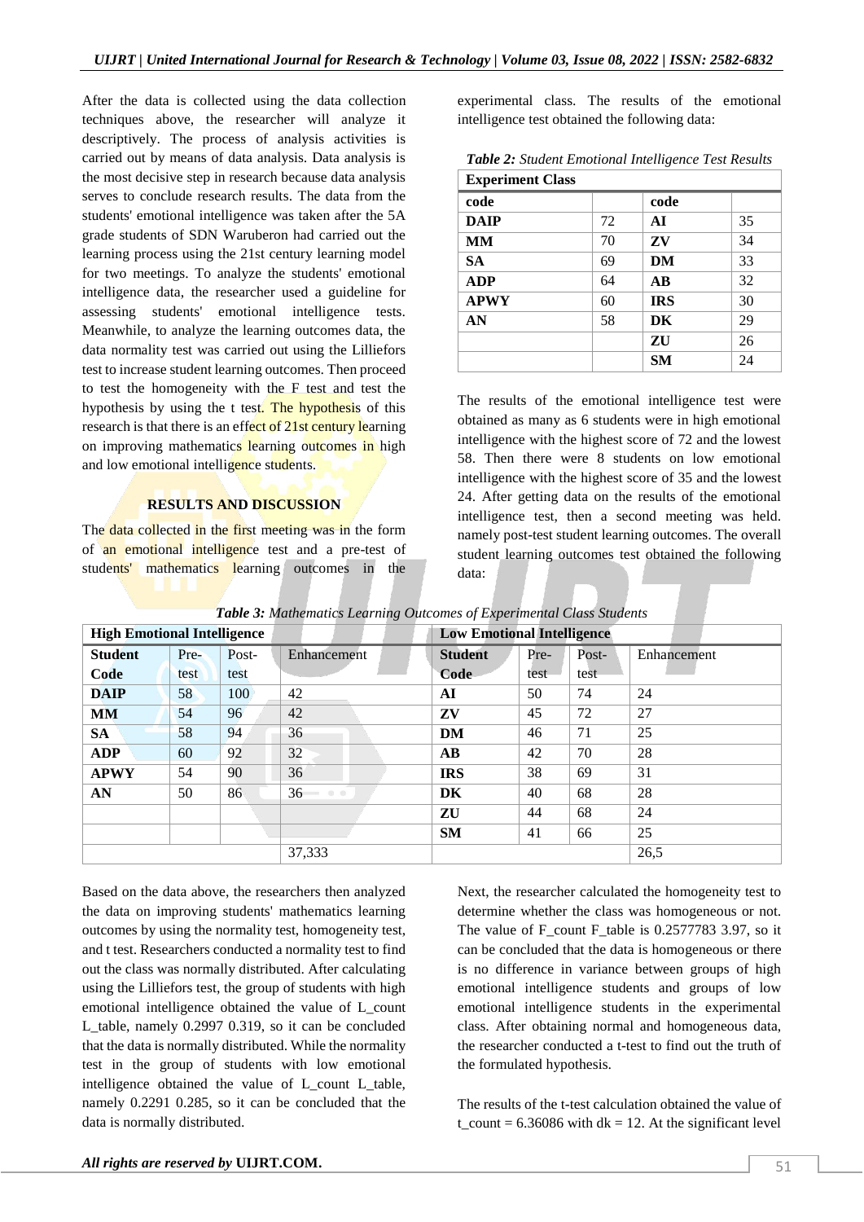After the data is collected using the data collection techniques above, the researcher will analyze it descriptively. The process of analysis activities is carried out by means of data analysis. Data analysis is the most decisive step in research because data analysis serves to conclude research results. The data from the students' emotional intelligence was taken after the 5A grade students of SDN Waruberon had carried out the learning process using the 21st century learning model for two meetings. To analyze the students' emotional intelligence data, the researcher used a guideline for assessing students' emotional intelligence tests. Meanwhile, to analyze the learning outcomes data, the data normality test was carried out using the Lilliefors test to increase student learning outcomes. Then proceed to test the homogeneity with the F test and test the hypothesis by using the t test. The hypothesis of this research is that there is an effect of 21st century learning on improving mathematics learning outcomes in high and low emotional intelligence students.

## RESULTS AND DISCUSSION

The data collected in the first meeting was in the form of an emotional intelligence test and a pre-test of students' mathematics learning outcomes in the experimental class. The results of the emotional intelligence test obtained the following data:

*Table 2: Student Emotional Intelligence Test Results*

| Experiment Class | | | |
|---|---|---|---|
| **code** | | **code** | |
| **DAIP** | 72 | **AI** | 35 |
| **MM** | 70 | **ZV** | 34 |
| **SA** | 69 | **DM** | 33 |
| **ADP** | 64 | **AB** | 32 |
| **APWY** | 60 | **IRS** | 30 |
| **AN** | 58 | **DK** | 29 |
| | | **ZU** | 26 |
| | | **SM** | 24 |

The results of the emotional intelligence test were obtained as many as 6 students were in high emotional intelligence with the highest score of 72 and the lowest 58. Then there were 8 students on low emotional intelligence with the highest score of 35 and the lowest 24. After getting data on the results of the emotional intelligence test, then a second meeting was held. namely post-test student learning outcomes. The overall student learning outcomes test obtained the following data:

*Table 3: Mathematics Learning Outcomes of Experimental Class Students*

| High Emotional Intelligence | | | | Low Emotional Intelligence | | | |
|---|---|---|---|---|---|---|---|
| **Student Code** | Pre-test | Post-test | Enhancement | **Student Code** | Pre-test | Post-test | Enhancement |
| **DAIP** | 58 | 100 | 42 | **AI** | 50 | 74 | 24 |
| **MM** | 54 | 96 | 42 | **ZV** | 45 | 72 | 27 |
| **SA** | 58 | 94 | 36 | **DM** | 46 | 71 | 25 |
| **ADP** | 60 | 92 | 32 | **AB** | 42 | 70 | 28 |
| **APWY** | 54 | 90 | 36 | **IRS** | 38 | 69 | 31 |
| **AN** | 50 | 86 | 36 | **DK** | 40 | 68 | 28 |
| | | | | **ZU** | 44 | 68 | 24 |
| | | | | **SM** | 41 | 66 | 25 |
| | | | 37,333 | | | | 26,5 |

Based on the data above, the researchers then analyzed the data on improving students' mathematics learning outcomes by using the normality test, homogeneity test, and t test. Researchers conducted a normality test to find out the class was normally distributed. After calculating using the Lilliefors test, the group of students with high emotional intelligence obtained the value of L_count L_table, namely 0.2997 0.319, so it can be concluded that the data is normally distributed. While the normality test in the group of students with low emotional intelligence obtained the value of L_count L_table, namely 0.2291 0.285, so it can be concluded that the data is normally distributed.

Next, the researcher calculated the homogeneity test to determine whether the class was homogeneous or not. The value of F_count F_table is 0.2577783 3.97, so it can be concluded that the data is homogeneous or there is no difference in variance between groups of high emotional intelligence students and groups of low emotional intelligence students in the experimental class. After obtaining normal and homogeneous data, the researcher conducted a t-test to find out the truth of the formulated hypothesis.

The results of the t-test calculation obtained the value of t_count = 6.36086 with dk = 12. At the significant level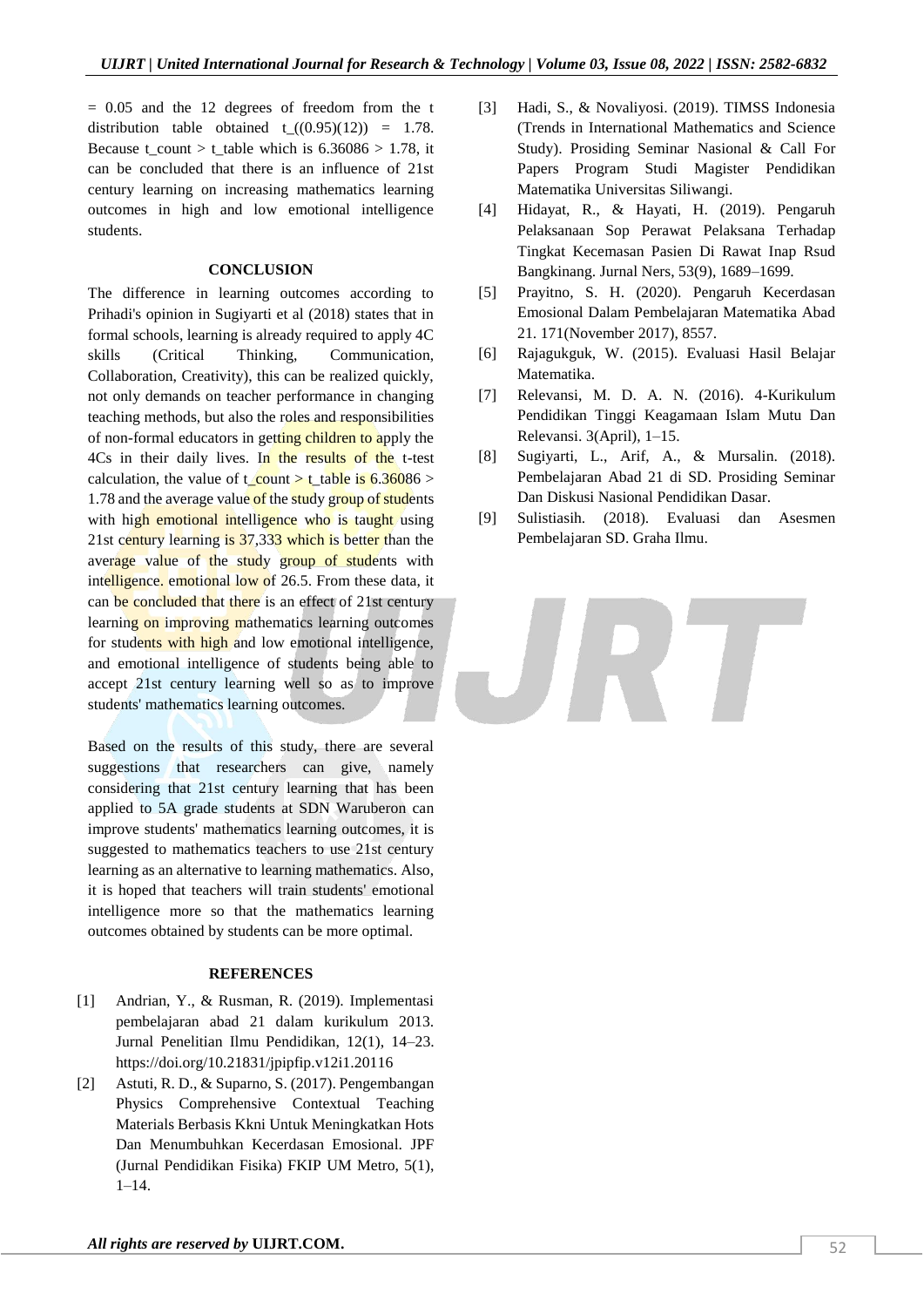= 0.05 and the 12 degrees of freedom from the t distribution table obtained $t_{((0.95)(12))} = 1.78$. Because $t_{count} > t_{table}$ which is $6.36086 > 1.78$, it can be concluded that there is an influence of 21st century learning on increasing mathematics learning outcomes in high and low emotional intelligence students.

## CONCLUSION

The difference in learning outcomes according to Prihadi's opinion in Sugiyarti et al (2018) states that in formal schools, learning is already required to apply 4C skills (Critical Thinking, Communication, Collaboration, Creativity), this can be realized quickly, not only demands on teacher performance in changing teaching methods, but also the roles and responsibilities of non-formal educators in getting children to apply the 4Cs in their daily lives. In the results of the t-test calculation, the value of $t_{count} > t_{table}$ is $6.36086 > 1.78$ and the average value of the study group of students with high emotional intelligence who is taught using 21st century learning is 37,333 which is better than the average value of the study group of students with intelligence. emotional low of 26.5. From these data, it can be concluded that there is an effect of 21st century learning on improving mathematics learning outcomes for students with high and low emotional intelligence, and emotional intelligence of students being able to accept 21st century learning well so as to improve students' mathematics learning outcomes.

Based on the results of this study, there are several suggestions that researchers can give, namely considering that 21st century learning that has been applied to 5A grade students at SDN Waruberon can improve students' mathematics learning outcomes, it is suggested to mathematics teachers to use 21st century learning as an alternative to learning mathematics. Also, it is hoped that teachers will train students' emotional intelligence more so that the mathematics learning outcomes obtained by students can be more optimal.

## REFERENCES

[1] Andrian, Y., & Rusman, R. (2019). Implementasi pembelajaran abad 21 dalam kurikulum 2013. Jurnal Penelitian Ilmu Pendidikan, 12(1), 14–23. https://doi.org/10.21831/jpipfip.v12i1.20116

[2] Astuti, R. D., & Suparno, S. (2017). Pengembangan Physics Comprehensive Contextual Teaching Materials Berbasis Kkni Untuk Meningkatkan Hots Dan Menumbuhkan Kecerdasan Emosional. JPF (Jurnal Pendidikan Fisika) FKIP UM Metro, 5(1), 1–14.

[3] Hadi, S., & Novaliyosi. (2019). TIMSS Indonesia (Trends in International Mathematics and Science Study). Prosiding Seminar Nasional & Call For Papers Program Studi Magister Pendidikan Matematika Universitas Siliwangi.

[4] Hidayat, R., & Hayati, H. (2019). Pengaruh Pelaksanaan Sop Perawat Pelaksana Terhadap Tingkat Kecemasan Pasien Di Rawat Inap Rsud Bangkinang. Jurnal Ners, 53(9), 1689–1699.

[5] Prayitno, S. H. (2020). Pengaruh Kecerdasan Emosional Dalam Pembelajaran Matematika Abad 21. 171(November 2017), 8557.

[6] Rajagukguk, W. (2015). Evaluasi Hasil Belajar Matematika.

[7] Relevansi, M. D. A. N. (2016). 4-Kurikulum Pendidikan Tinggi Keagamaan Islam Mutu Dan Relevansi. 3(April), 1–15.

[8] Sugiyarti, L., Arif, A., & Mursalin. (2018). Pembelajaran Abad 21 di SD. Prosiding Seminar Dan Diskusi Nasional Pendidikan Dasar.

[9] Sulistiasih. (2018). Evaluasi dan Asesmen Pembelajaran SD. Graha Ilmu.